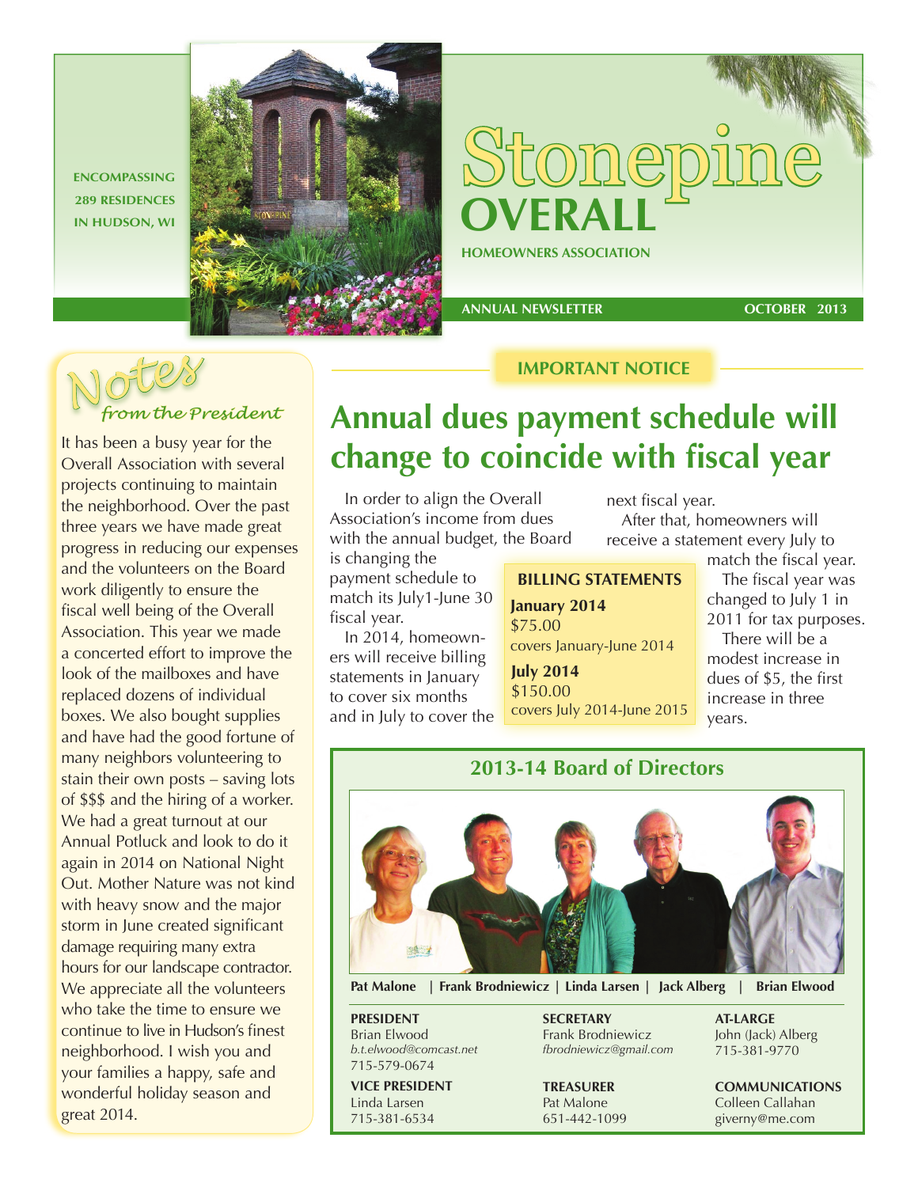ENCOMPASSING 289 RESIDENCES IN HUDSON, WI

# Stonepine OVERALL

HOMEOWNERS ASSOCIATION

ANNUAL NEWSLETTER — OCTOBER 2013

## Notes *from the President*

It has been a busy year for the Overall Association with several projects continuing to maintain the neighborhood. Over the past three years we have made great progress in reducing our expenses and the volunteers on the Board work diligently to ensure the fiscal well being of the Overall Association. This year we made a concerted effort to improve the look of the mailboxes and have replaced dozens of individual boxes. We also bought supplies and have had the good fortune of many neighbors volunteering to stain their own posts – saving lots of $$$ and the hiring of a worker. We had a great turnout at our Annual Potluck and look to do it again in 2014 on National Night Out. Mother Nature was not kind with heavy snow and the major storm in June created significant damage requiring many extra hours for our landscape contractor. We appreciate all the volunteers who take the time to ensure we continue to live in Hudson's finest neighborhood. I wish you and your families a happy, safe and wonderful holiday season and great 2014.

**IMPORTANT NOTICE**

## Annual dues payment schedule will change to coincide with fiscal year

In order to align the Overall Association's income from dues with the annual budget, the Board is changing the payment schedule to match its July1-June 30 fiscal year.

In 2014, homeowners will receive billing statements in January to cover six months and in July to cover the next fiscal year.

After that, homeowners will receive a statement every July to match the fiscal year.

The fiscal year was changed to July 1 in 2011 for tax purposes.

There will be a modest increase in dues of $5, the first increase in three years.

**BILLING STATEMENTS**

**January 2014**
$75.00
covers January-June 2014

**July 2014**
$150.00
covers July 2014-June 2015

### 2013-14 Board of Directors

**Pat Malone | Frank Brodniewicz | Linda Larsen | Jack Alberg | Brian Elwood**

**PRESIDENT**
Brian Elwood
*b.t.elwood@comcast.net*
715-579-0674

**VICE PRESIDENT**
Linda Larsen
715-381-6534

**SECRETARY**
Frank Brodniewicz
*fbrodniewicz@gmail.com*

**TREASURER**
Pat Malone
651-442-1099

**AT-LARGE**
John (Jack) Alberg
715-381-9770

**COMMUNICATIONS**
Colleen Callahan
giverny@me.com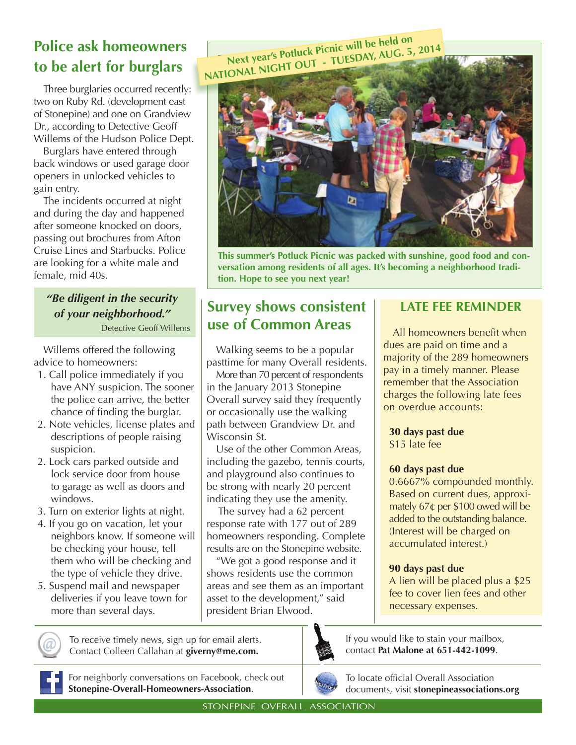## Police ask homeowners to be alert for burglars

Three burglaries occurred recently: two on Ruby Rd. (development east of Stonepine) and one on Grandview Dr., according to Detective Geoff Willems of the Hudson Police Dept.

Burglars have entered through back windows or used garage door openers in unlocked vehicles to gain entry.

The incidents occurred at night and during the day and happened after someone knocked on doors, passing out brochures from Afton Cruise Lines and Starbucks. Police are looking for a white male and female, mid 40s.

> ***"Be diligent in the security of your neighborhood."***
> Detective Geoff Willems

Willems offered the following advice to homeowners:

1. Call police immediately if you have ANY suspicion. The sooner the police can arrive, the better chance of finding the burglar.
2. Note vehicles, license plates and descriptions of people raising suspicion.
2. Lock cars parked outside and lock service door from house to garage as well as doors and windows.
3. Turn on exterior lights at night.
4. If you go on vacation, let your neighbors know. If someone will be checking your house, tell them who will be checking and the type of vehicle they drive.
5. Suspend mail and newspaper deliveries if you leave town for more than several days.

**Next year's Potluck Picnic will be held on NATIONAL NIGHT OUT - TUESDAY, AUG. 5, 2014**

**This summer's Potluck Picnic was packed with sunshine, good food and conversation among residents of all ages. It's becoming a neighborhood tradition. Hope to see you next year!**

## Survey shows consistent use of Common Areas

Walking seems to be a popular pasttime for many Overall residents.

More than 70 percent of respondents in the January 2013 Stonepine Overall survey said they frequently or occasionally use the walking path between Grandview Dr. and Wisconsin St.

Use of the other Common Areas, including the gazebo, tennis courts, and playground also continues to be strong with nearly 20 percent indicating they use the amenity.

The survey had a 62 percent response rate with 177 out of 289 homeowners responding. Complete results are on the Stonepine website.

"We got a good response and it shows residents use the common areas and see them as an important asset to the development," said president Brian Elwood.

## LATE FEE REMINDER

All homeowners benefit when dues are paid on time and a majority of the 289 homeowners pay in a timely manner. Please remember that the Association charges the following late fees on overdue accounts:

**30 days past due**
$15 late fee

**60 days past due**
0.6667% compounded monthly. Based on current dues, approximately 67¢ per $100 owed will be added to the outstanding balance. (Interest will be charged on accumulated interest.)

**90 days past due**
A lien will be placed plus a $25 fee to cover lien fees and other necessary expenses.

To receive timely news, sign up for email alerts. Contact Colleen Callahan at **giverny@me.com.**

If you would like to stain your mailbox, contact **Pat Malone at 651-442-1099**.

For neighborly conversations on Facebook, check out **Stonepine-Overall-Homeowners-Association**.

To locate official Overall Association documents, visit **stonepineassociations.org**